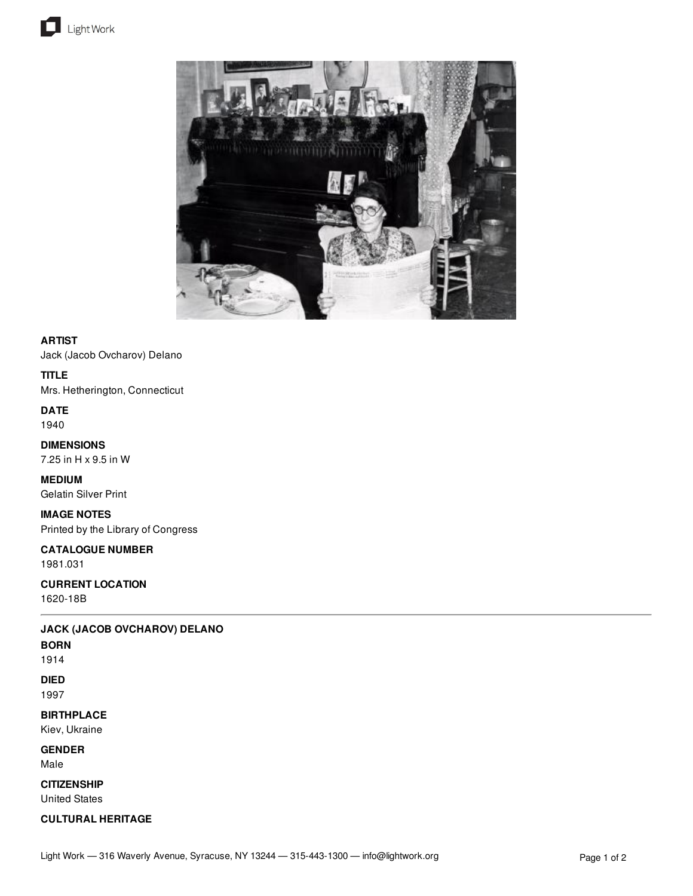**ARTIST**

Jack (Jacob Ovcharov) Delano

**TITLE**

Mrs. Hetherington, Connecticut

**DATE**

1940

**DIMENSIONS**

7.25 in H x 9.5 in W

**MEDIUM**

Gelatin Silver Print

**IMAGE NOTES**

Printed by the Library of Congress

**CATALOGUE NUMBER**

1981.031

**CURRENT LOCATION**

1620-18B

---

**JACK (JACOB OVCHAROV) DELANO**

**BORN**

1914

**DIED**

1997

**BIRTHPLACE**

Kiev, Ukraine

**GENDER**

Male

**CITIZENSHIP**

United States

**CULTURAL HERITAGE**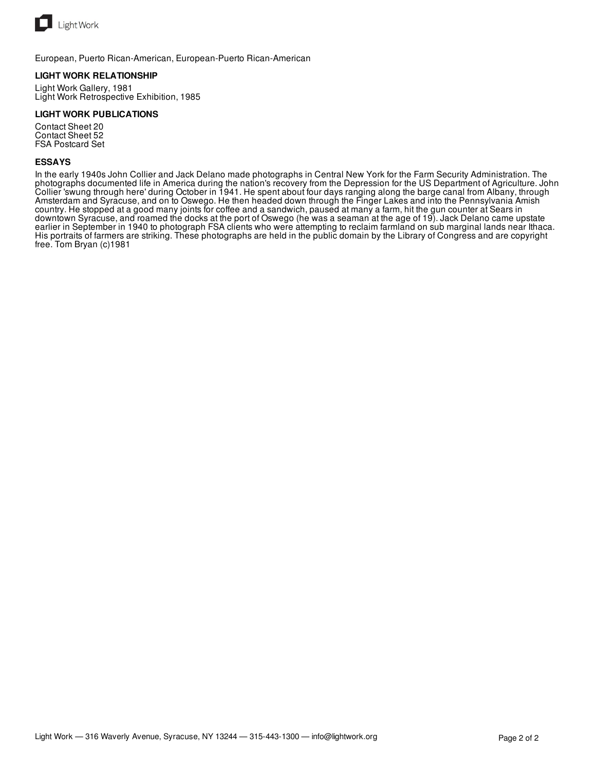European, Puerto Rican-American, European-Puerto Rican-American

### LIGHT WORK RELATIONSHIP

Light Work Gallery, 1981
Light Work Retrospective Exhibition, 1985

### LIGHT WORK PUBLICATIONS

Contact Sheet 20
Contact Sheet 52
FSA Postcard Set

### ESSAYS

In the early 1940s John Collier and Jack Delano made photographs in Central New York for the Farm Security Administration. The photographs documented life in America during the nation's recovery from the Depression for the US Department of Agriculture. John Collier 'swung through here' during October in 1941. He spent about four days ranging along the barge canal from Albany, through Amsterdam and Syracuse, and on to Oswego. He then headed down through the Finger Lakes and into the Pennsylvania Amish country. He stopped at a good many joints for coffee and a sandwich, paused at many a farm, hit the gun counter at Sears in downtown Syracuse, and roamed the docks at the port of Oswego (he was a seaman at the age of 19). Jack Delano came upstate earlier in September in 1940 to photograph FSA clients who were attempting to reclaim farmland on sub marginal lands near Ithaca. His portraits of farmers are striking. These photographs are held in the public domain by the Library of Congress and are copyright free. Tom Bryan (c)1981